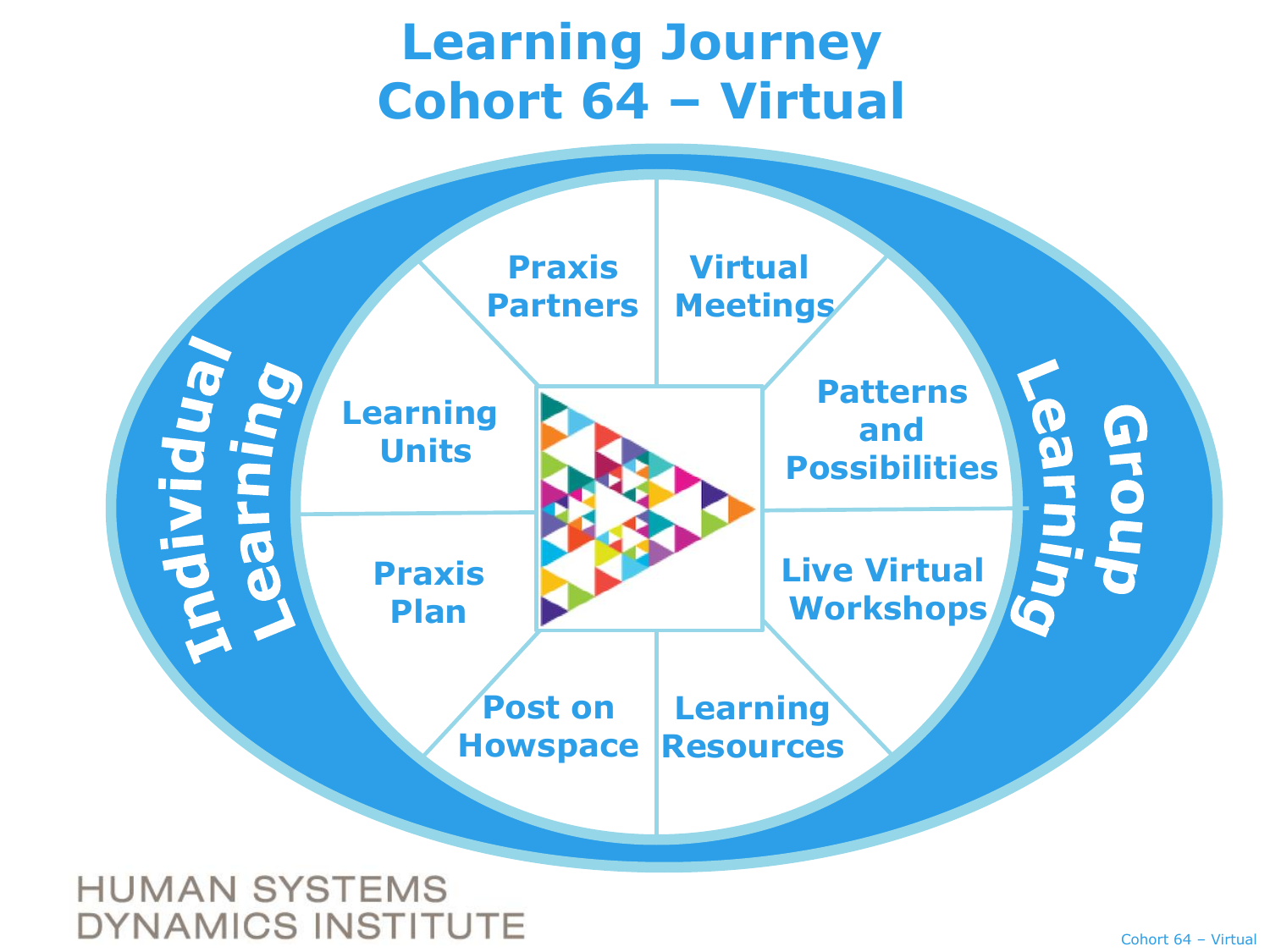# Learning Journey
# Cohort 64 – Virtual

**Individual Learning**

- Praxis Partners
- Learning Units
- Praxis Plan
- Post on Howspace

**Group Learning**

- Virtual Meetings
- Patterns and Possibilities
- Live Virtual Workshops
- Learning Resources

HUMAN SYSTEMS DYNAMICS INSTITUTE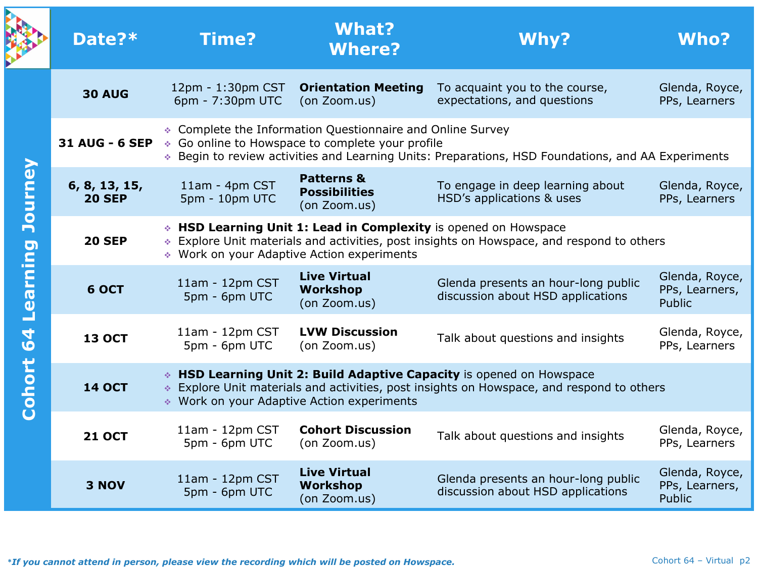## Cohort 64 Learning Journey

| Date?* | Time? | What? Where? | Why? | Who? |
|---|---|---|---|---|
| **30 AUG** | 12pm - 1:30pm CST<br>6pm - 7:30pm UTC | **Orientation Meeting** (on Zoom.us) | To acquaint you to the course, expectations, and questions | Glenda, Royce, PPs, Learners |
| **31 AUG - 6 SEP** | ❖ Complete the Information Questionnaire and Online Survey<br>❖ Go online to Howspace to complete your profile<br>❖ Begin to review activities and Learning Units: Preparations, HSD Foundations, and AA Experiments | | | |
| **6, 8, 13, 15, 20 SEP** | 11am - 4pm CST<br>5pm - 10pm UTC | **Patterns & Possibilities** (on Zoom.us) | To engage in deep learning about HSD's applications & uses | Glenda, Royce, PPs, Learners |
| **20 SEP** | ❖ **HSD Learning Unit 1: Lead in Complexity** is opened on Howspace<br>❖ Explore Unit materials and activities, post insights on Howspace, and respond to others<br>❖ Work on your Adaptive Action experiments | | | |
| **6 OCT** | 11am - 12pm CST<br>5pm - 6pm UTC | **Live Virtual Workshop** (on Zoom.us) | Glenda presents an hour-long public discussion about HSD applications | Glenda, Royce, PPs, Learners, Public |
| **13 OCT** | 11am - 12pm CST<br>5pm - 6pm UTC | **LVW Discussion** (on Zoom.us) | Talk about questions and insights | Glenda, Royce, PPs, Learners |
| **14 OCT** | ❖ **HSD Learning Unit 2: Build Adaptive Capacity** is opened on Howspace<br>❖ Explore Unit materials and activities, post insights on Howspace, and respond to others<br>❖ Work on your Adaptive Action experiments | | | |
| **21 OCT** | 11am - 12pm CST<br>5pm - 6pm UTC | **Cohort Discussion** (on Zoom.us) | Talk about questions and insights | Glenda, Royce, PPs, Learners |
| **3 NOV** | 11am - 12pm CST<br>5pm - 6pm UTC | **Live Virtual Workshop** (on Zoom.us) | Glenda presents an hour-long public discussion about HSD applications | Glenda, Royce, PPs, Learners, Public |

*\*If you cannot attend in person, please view the recording which will be posted on Howspace.*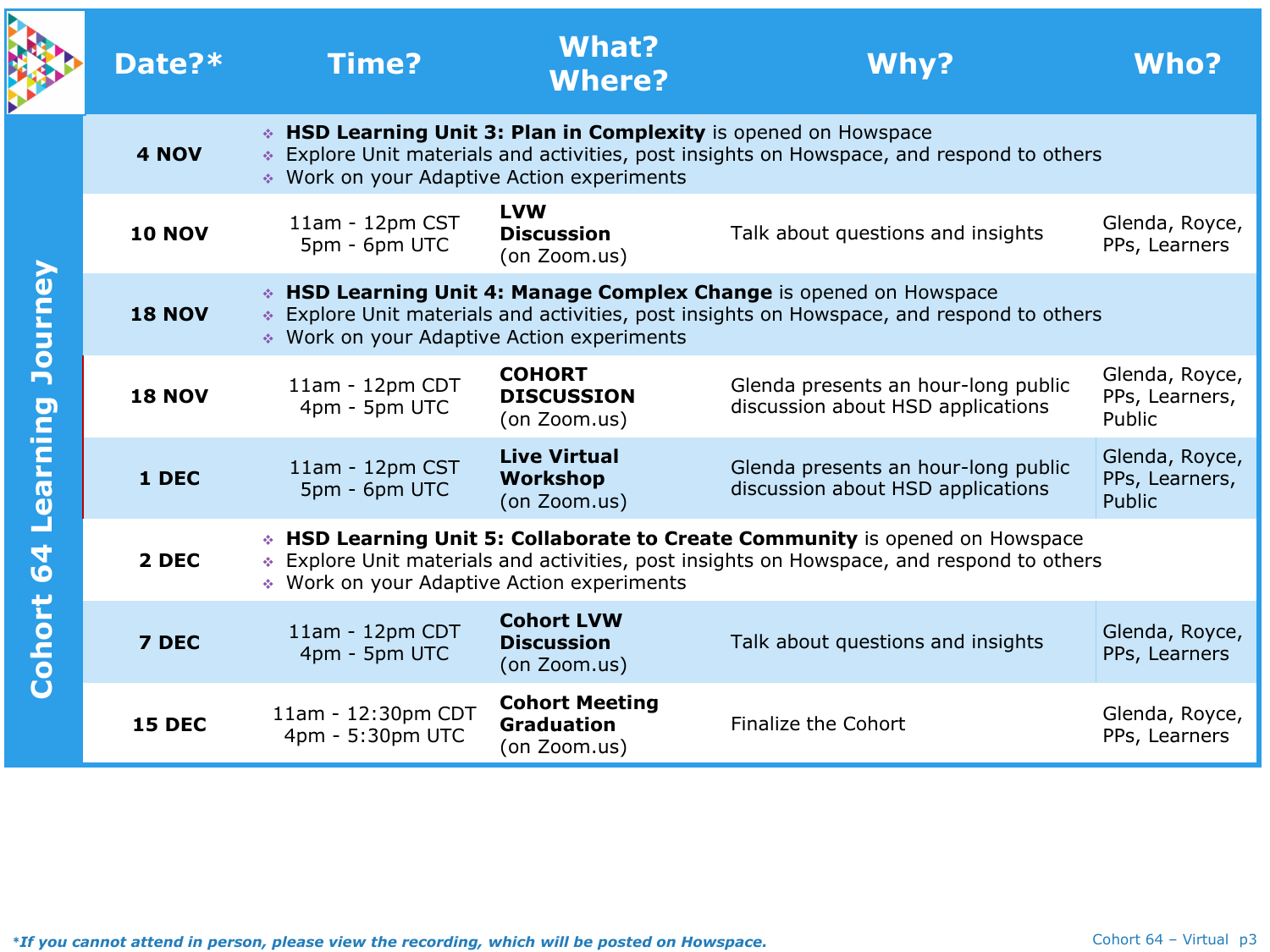## Cohort 64 Learning Journey

| Date?* | Time? | What? Where? | Why? | Who? |
|---|---|---|---|---|
| **4 NOV** | ❖ **HSD Learning Unit 3: Plan in Complexity** is opened on Howspace<br>❖ Explore Unit materials and activities, post insights on Howspace, and respond to others<br>❖ Work on your Adaptive Action experiments | | | |
| **10 NOV** | 11am - 12pm CST<br>5pm - 6pm UTC | **LVW Discussion** (on Zoom.us) | Talk about questions and insights | Glenda, Royce, PPs, Learners |
| **18 NOV** | ❖ **HSD Learning Unit 4: Manage Complex Change** is opened on Howspace<br>❖ Explore Unit materials and activities, post insights on Howspace, and respond to others<br>❖ Work on your Adaptive Action experiments | | | |
| **18 NOV** | 11am - 12pm CDT<br>4pm - 5pm UTC | **COHORT DISCUSSION** (on Zoom.us) | Glenda presents an hour-long public discussion about HSD applications | Glenda, Royce, PPs, Learners, Public |
| **1 DEC** | 11am - 12pm CST<br>5pm - 6pm UTC | **Live Virtual Workshop** (on Zoom.us) | Glenda presents an hour-long public discussion about HSD applications | Glenda, Royce, PPs, Learners, Public |
| **2 DEC** | ❖ **HSD Learning Unit 5: Collaborate to Create Community** is opened on Howspace<br>❖ Explore Unit materials and activities, post insights on Howspace, and respond to others<br>❖ Work on your Adaptive Action experiments | | | |
| **7 DEC** | 11am - 12pm CDT<br>4pm - 5pm UTC | **Cohort LVW Discussion** (on Zoom.us) | Talk about questions and insights | Glenda, Royce, PPs, Learners |
| **15 DEC** | 11am - 12:30pm CDT<br>4pm - 5:30pm UTC | **Cohort Meeting Graduation** (on Zoom.us) | Finalize the Cohort | Glenda, Royce, PPs, Learners |

****If you cannot attend in person, please view the recording, which will be posted on Howspace.***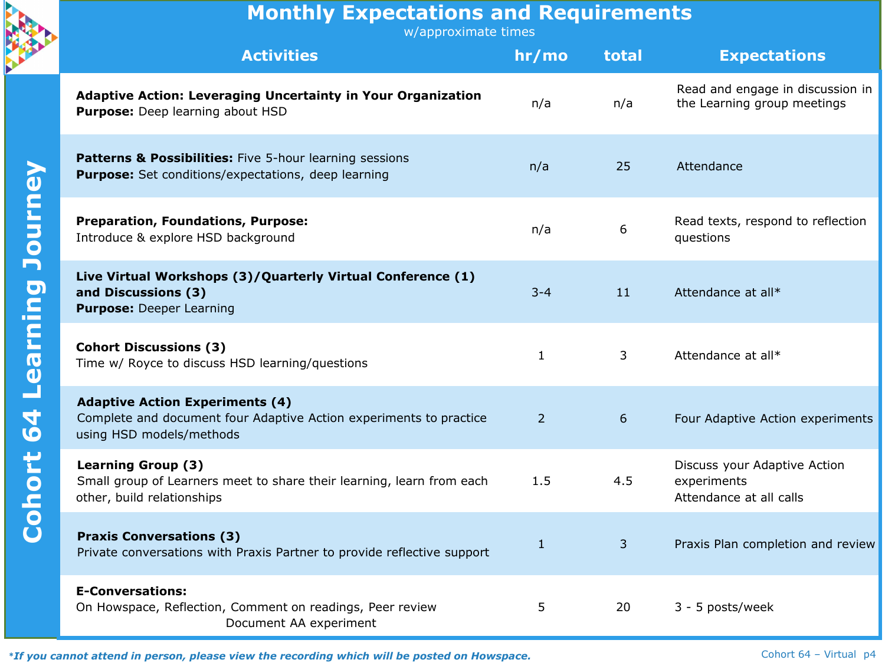# Monthly Expectations and Requirements

w/approximate times

## Cohort 64 Learning Journey

| Activities | hr/mo | total | Expectations |
|---|---|---|---|
| **Adaptive Action: Leveraging Uncertainty in Your Organization** **Purpose:** Deep learning about HSD | n/a | n/a | Read and engage in discussion in the Learning group meetings |
| **Patterns & Possibilities:** Five 5-hour learning sessions **Purpose:** Set conditions/expectations, deep learning | n/a | 25 | Attendance |
| **Preparation, Foundations, Purpose:** Introduce & explore HSD background | n/a | 6 | Read texts, respond to reflection questions |
| **Live Virtual Workshops (3)/Quarterly Virtual Conference (1) and Discussions (3)** **Purpose:** Deeper Learning | 3-4 | 11 | Attendance at all* |
| **Cohort Discussions (3)** Time w/ Royce to discuss HSD learning/questions | 1 | 3 | Attendance at all* |
| **Adaptive Action Experiments (4)** Complete and document four Adaptive Action experiments to practice using HSD models/methods | 2 | 6 | Four Adaptive Action experiments |
| **Learning Group (3)** Small group of Learners meet to share their learning, learn from each other, build relationships | 1.5 | 4.5 | Discuss your Adaptive Action experiments Attendance at all calls |
| **Praxis Conversations (3)** Private conversations with Praxis Partner to provide reflective support | 1 | 3 | Praxis Plan completion and review |
| **E-Conversations:** On Howspace, Reflection, Comment on readings, Peer review Document AA experiment | 5 | 20 | 3 - 5 posts/week |

***If you cannot attend in person, please view the recording which will be posted on Howspace.***